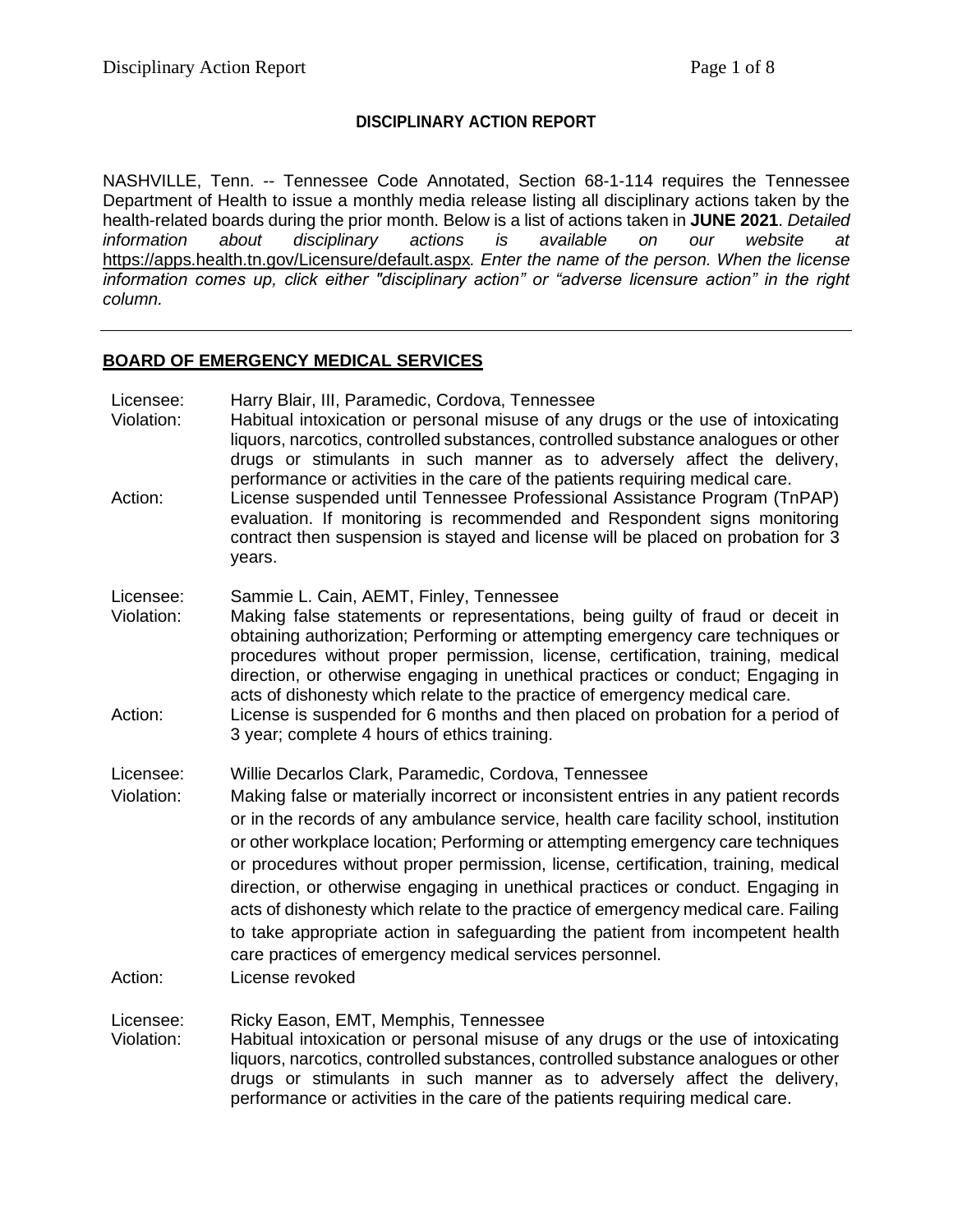## DISCIPLINARY ACTION REPORT

NASHVILLE, Tenn. -- Tennessee Code Annotated, Section 68-1-114 requires the Tennessee Department of Health to issue a monthly media release listing all disciplinary actions taken by the health-related boards during the prior month. Below is a list of actions taken in **JUNE 2021**. *Detailed information about disciplinary actions is available on our website at* https://apps.health.tn.gov/Licensure/default.aspx*. Enter the name of the person. When the license information comes up, click either "disciplinary action" or "adverse licensure action" in the right column.*

---

### BOARD OF EMERGENCY MEDICAL SERVICES

Licensee: Harry Blair, III, Paramedic, Cordova, Tennessee
Violation: Habitual intoxication or personal misuse of any drugs or the use of intoxicating liquors, narcotics, controlled substances, controlled substance analogues or other drugs or stimulants in such manner as to adversely affect the delivery, performance or activities in the care of the patients requiring medical care.
Action: License suspended until Tennessee Professional Assistance Program (TnPAP) evaluation. If monitoring is recommended and Respondent signs monitoring contract then suspension is stayed and license will be placed on probation for 3 years.

Licensee: Sammie L. Cain, AEMT, Finley, Tennessee
Violation: Making false statements or representations, being guilty of fraud or deceit in obtaining authorization; Performing or attempting emergency care techniques or procedures without proper permission, license, certification, training, medical direction, or otherwise engaging in unethical practices or conduct; Engaging in acts of dishonesty which relate to the practice of emergency medical care.
Action: License is suspended for 6 months and then placed on probation for a period of 3 year; complete 4 hours of ethics training.

Licensee: Willie Decarlos Clark, Paramedic, Cordova, Tennessee
Violation: Making false or materially incorrect or inconsistent entries in any patient records or in the records of any ambulance service, health care facility school, institution or other workplace location; Performing or attempting emergency care techniques or procedures without proper permission, license, certification, training, medical direction, or otherwise engaging in unethical practices or conduct. Engaging in acts of dishonesty which relate to the practice of emergency medical care. Failing to take appropriate action in safeguarding the patient from incompetent health care practices of emergency medical services personnel.
Action: License revoked

Licensee: Ricky Eason, EMT, Memphis, Tennessee
Violation: Habitual intoxication or personal misuse of any drugs or the use of intoxicating liquors, narcotics, controlled substances, controlled substance analogues or other drugs or stimulants in such manner as to adversely affect the delivery, performance or activities in the care of the patients requiring medical care.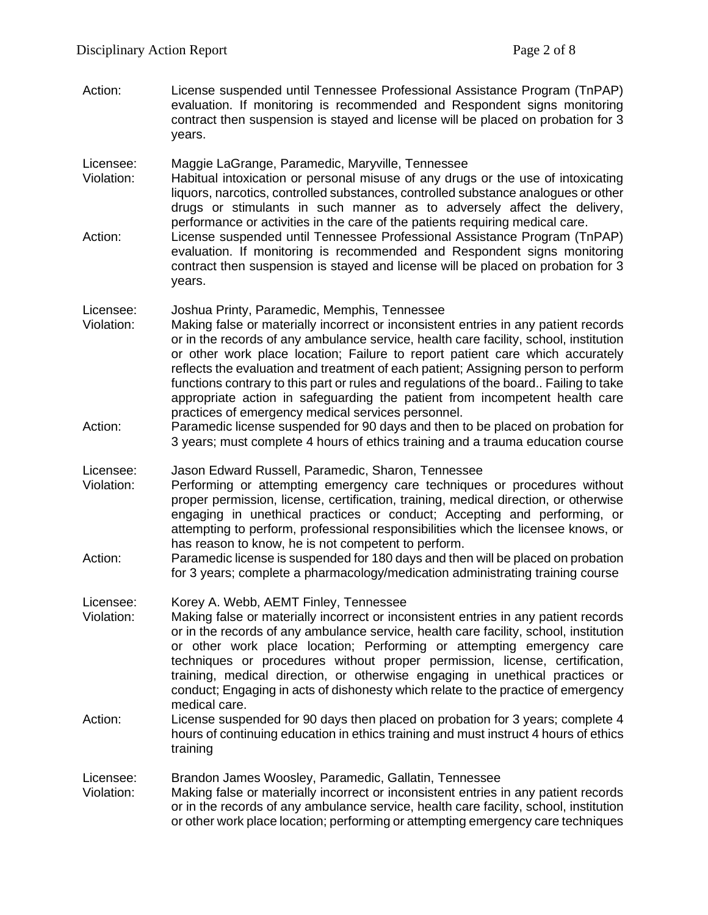Action: License suspended until Tennessee Professional Assistance Program (TnPAP) evaluation. If monitoring is recommended and Respondent signs monitoring contract then suspension is stayed and license will be placed on probation for 3 years.

Licensee: Maggie LaGrange, Paramedic, Maryville, Tennessee
Violation: Habitual intoxication or personal misuse of any drugs or the use of intoxicating liquors, narcotics, controlled substances, controlled substance analogues or other drugs or stimulants in such manner as to adversely affect the delivery, performance or activities in the care of the patients requiring medical care.
Action: License suspended until Tennessee Professional Assistance Program (TnPAP) evaluation. If monitoring is recommended and Respondent signs monitoring contract then suspension is stayed and license will be placed on probation for 3 years.

Licensee: Joshua Printy, Paramedic, Memphis, Tennessee
Violation: Making false or materially incorrect or inconsistent entries in any patient records or in the records of any ambulance service, health care facility, school, institution or other work place location; Failure to report patient care which accurately reflects the evaluation and treatment of each patient; Assigning person to perform functions contrary to this part or rules and regulations of the board.. Failing to take appropriate action in safeguarding the patient from incompetent health care practices of emergency medical services personnel.
Action: Paramedic license suspended for 90 days and then to be placed on probation for 3 years; must complete 4 hours of ethics training and a trauma education course

Licensee: Jason Edward Russell, Paramedic, Sharon, Tennessee
Violation: Performing or attempting emergency care techniques or procedures without proper permission, license, certification, training, medical direction, or otherwise engaging in unethical practices or conduct; Accepting and performing, or attempting to perform, professional responsibilities which the licensee knows, or has reason to know, he is not competent to perform.
Action: Paramedic license is suspended for 180 days and then will be placed on probation for 3 years; complete a pharmacology/medication administrating training course

Licensee: Korey A. Webb, AEMT Finley, Tennessee
Violation: Making false or materially incorrect or inconsistent entries in any patient records or in the records of any ambulance service, health care facility, school, institution or other work place location; Performing or attempting emergency care techniques or procedures without proper permission, license, certification, training, medical direction, or otherwise engaging in unethical practices or conduct; Engaging in acts of dishonesty which relate to the practice of emergency medical care.
Action: License suspended for 90 days then placed on probation for 3 years; complete 4 hours of continuing education in ethics training and must instruct 4 hours of ethics training

Licensee: Brandon James Woosley, Paramedic, Gallatin, Tennessee
Violation: Making false or materially incorrect or inconsistent entries in any patient records or in the records of any ambulance service, health care facility, school, institution or other work place location; performing or attempting emergency care techniques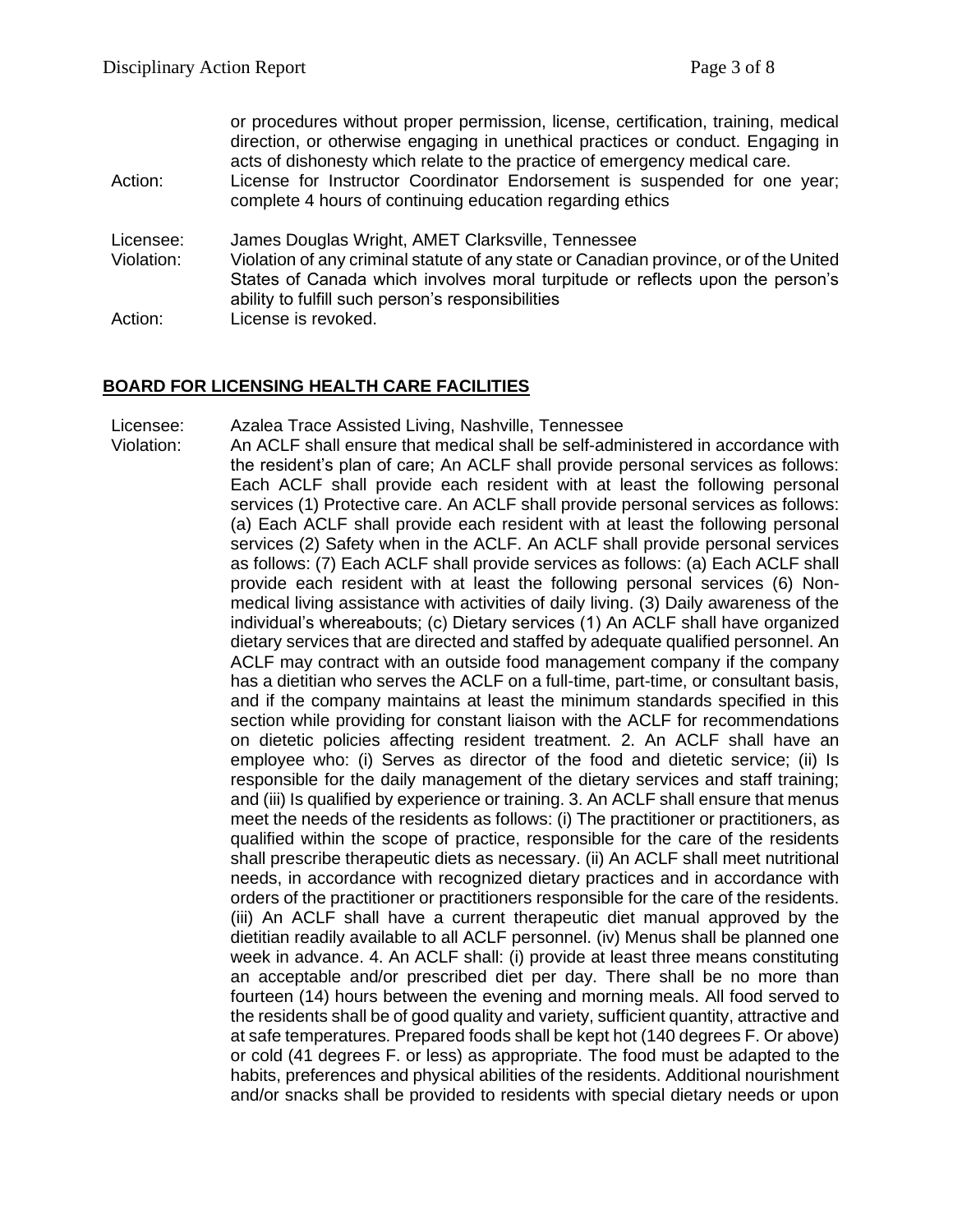or procedures without proper permission, license, certification, training, medical direction, or otherwise engaging in unethical practices or conduct. Engaging in acts of dishonesty which relate to the practice of emergency medical care.

Action: License for Instructor Coordinator Endorsement is suspended for one year; complete 4 hours of continuing education regarding ethics

Licensee: James Douglas Wright, AMET Clarksville, Tennessee

Violation: Violation of any criminal statute of any state or Canadian province, or of the United States of Canada which involves moral turpitude or reflects upon the person's ability to fulfill such person's responsibilities

Action: License is revoked.

## BOARD FOR LICENSING HEALTH CARE FACILITIES

Licensee: Azalea Trace Assisted Living, Nashville, Tennessee

Violation: An ACLF shall ensure that medical shall be self-administered in accordance with the resident's plan of care; An ACLF shall provide personal services as follows: Each ACLF shall provide each resident with at least the following personal services (1) Protective care. An ACLF shall provide personal services as follows: (a) Each ACLF shall provide each resident with at least the following personal services (2) Safety when in the ACLF. An ACLF shall provide personal services as follows: (7) Each ACLF shall provide services as follows: (a) Each ACLF shall provide each resident with at least the following personal services (6) Non-medical living assistance with activities of daily living. (3) Daily awareness of the individual's whereabouts; (c) Dietary services (1) An ACLF shall have organized dietary services that are directed and staffed by adequate qualified personnel. An ACLF may contract with an outside food management company if the company has a dietitian who serves the ACLF on a full-time, part-time, or consultant basis, and if the company maintains at least the minimum standards specified in this section while providing for constant liaison with the ACLF for recommendations on dietetic policies affecting resident treatment. 2. An ACLF shall have an employee who: (i) Serves as director of the food and dietetic service; (ii) Is responsible for the daily management of the dietary services and staff training; and (iii) Is qualified by experience or training. 3. An ACLF shall ensure that menus meet the needs of the residents as follows: (i) The practitioner or practitioners, as qualified within the scope of practice, responsible for the care of the residents shall prescribe therapeutic diets as necessary. (ii) An ACLF shall meet nutritional needs, in accordance with recognized dietary practices and in accordance with orders of the practitioner or practitioners responsible for the care of the residents. (iii) An ACLF shall have a current therapeutic diet manual approved by the dietitian readily available to all ACLF personnel. (iv) Menus shall be planned one week in advance. 4. An ACLF shall: (i) provide at least three means constituting an acceptable and/or prescribed diet per day. There shall be no more than fourteen (14) hours between the evening and morning meals. All food served to the residents shall be of good quality and variety, sufficient quantity, attractive and at safe temperatures. Prepared foods shall be kept hot (140 degrees F. Or above) or cold (41 degrees F. or less) as appropriate. The food must be adapted to the habits, preferences and physical abilities of the residents. Additional nourishment and/or snacks shall be provided to residents with special dietary needs or upon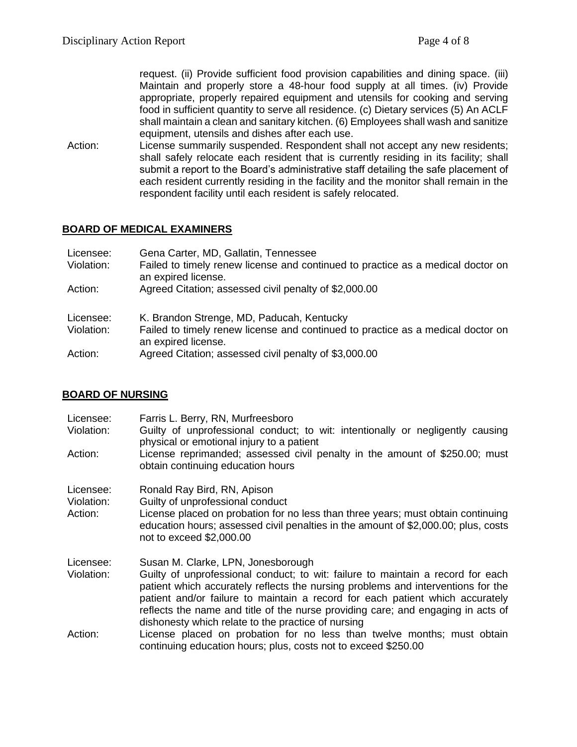request. (ii) Provide sufficient food provision capabilities and dining space. (iii) Maintain and properly store a 48-hour food supply at all times. (iv) Provide appropriate, properly repaired equipment and utensils for cooking and serving food in sufficient quantity to serve all residence. (c) Dietary services (5) An ACLF shall maintain a clean and sanitary kitchen. (6) Employees shall wash and sanitize equipment, utensils and dishes after each use.

Action: License summarily suspended. Respondent shall not accept any new residents; shall safely relocate each resident that is currently residing in its facility; shall submit a report to the Board's administrative staff detailing the safe placement of each resident currently residing in the facility and the monitor shall remain in the respondent facility until each resident is safely relocated.

## BOARD OF MEDICAL EXAMINERS

Licensee: Gena Carter, MD, Gallatin, Tennessee
Violation: Failed to timely renew license and continued to practice as a medical doctor on an expired license.
Action: Agreed Citation; assessed civil penalty of $2,000.00

Licensee: K. Brandon Strenge, MD, Paducah, Kentucky
Violation: Failed to timely renew license and continued to practice as a medical doctor on an expired license.
Action: Agreed Citation; assessed civil penalty of $3,000.00

## BOARD OF NURSING

Licensee: Farris L. Berry, RN, Murfreesboro
Violation: Guilty of unprofessional conduct; to wit: intentionally or negligently causing physical or emotional injury to a patient
Action: License reprimanded; assessed civil penalty in the amount of $250.00; must obtain continuing education hours

Licensee: Ronald Ray Bird, RN, Apison
Violation: Guilty of unprofessional conduct
Action: License placed on probation for no less than three years; must obtain continuing education hours; assessed civil penalties in the amount of $2,000.00; plus, costs not to exceed $2,000.00

Licensee: Susan M. Clarke, LPN, Jonesborough
Violation: Guilty of unprofessional conduct; to wit: failure to maintain a record for each patient which accurately reflects the nursing problems and interventions for the patient and/or failure to maintain a record for each patient which accurately reflects the name and title of the nurse providing care; and engaging in acts of dishonesty which relate to the practice of nursing
Action: License placed on probation for no less than twelve months; must obtain continuing education hours; plus, costs not to exceed $250.00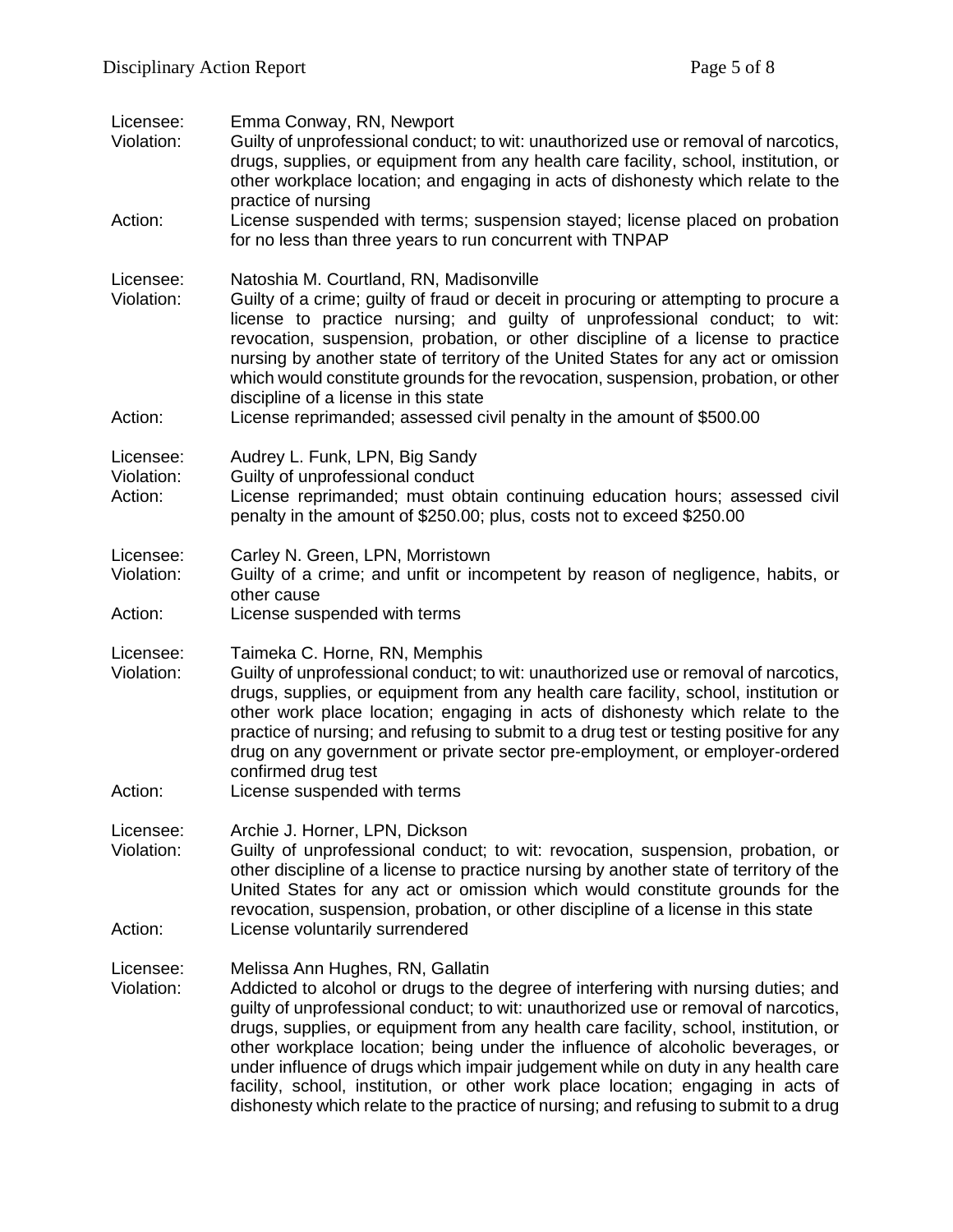Licensee: Emma Conway, RN, Newport
Violation: Guilty of unprofessional conduct; to wit: unauthorized use or removal of narcotics, drugs, supplies, or equipment from any health care facility, school, institution, or other workplace location; and engaging in acts of dishonesty which relate to the practice of nursing
Action: License suspended with terms; suspension stayed; license placed on probation for no less than three years to run concurrent with TNPAP

Licensee: Natoshia M. Courtland, RN, Madisonville
Violation: Guilty of a crime; guilty of fraud or deceit in procuring or attempting to procure a license to practice nursing; and guilty of unprofessional conduct; to wit: revocation, suspension, probation, or other discipline of a license to practice nursing by another state of territory of the United States for any act or omission which would constitute grounds for the revocation, suspension, probation, or other discipline of a license in this state
Action: License reprimanded; assessed civil penalty in the amount of $500.00

Licensee: Audrey L. Funk, LPN, Big Sandy
Violation: Guilty of unprofessional conduct
Action: License reprimanded; must obtain continuing education hours; assessed civil penalty in the amount of $250.00; plus, costs not to exceed $250.00

Licensee: Carley N. Green, LPN, Morristown
Violation: Guilty of a crime; and unfit or incompetent by reason of negligence, habits, or other cause
Action: License suspended with terms

Licensee: Taimeka C. Horne, RN, Memphis
Violation: Guilty of unprofessional conduct; to wit: unauthorized use or removal of narcotics, drugs, supplies, or equipment from any health care facility, school, institution or other work place location; engaging in acts of dishonesty which relate to the practice of nursing; and refusing to submit to a drug test or testing positive for any drug on any government or private sector pre-employment, or employer-ordered confirmed drug test
Action: License suspended with terms

Licensee: Archie J. Horner, LPN, Dickson
Violation: Guilty of unprofessional conduct; to wit: revocation, suspension, probation, or other discipline of a license to practice nursing by another state of territory of the United States for any act or omission which would constitute grounds for the revocation, suspension, probation, or other discipline of a license in this state
Action: License voluntarily surrendered

Licensee: Melissa Ann Hughes, RN, Gallatin
Violation: Addicted to alcohol or drugs to the degree of interfering with nursing duties; and guilty of unprofessional conduct; to wit: unauthorized use or removal of narcotics, drugs, supplies, or equipment from any health care facility, school, institution, or other workplace location; being under the influence of alcoholic beverages, or under influence of drugs which impair judgement while on duty in any health care facility, school, institution, or other work place location; engaging in acts of dishonesty which relate to the practice of nursing; and refusing to submit to a drug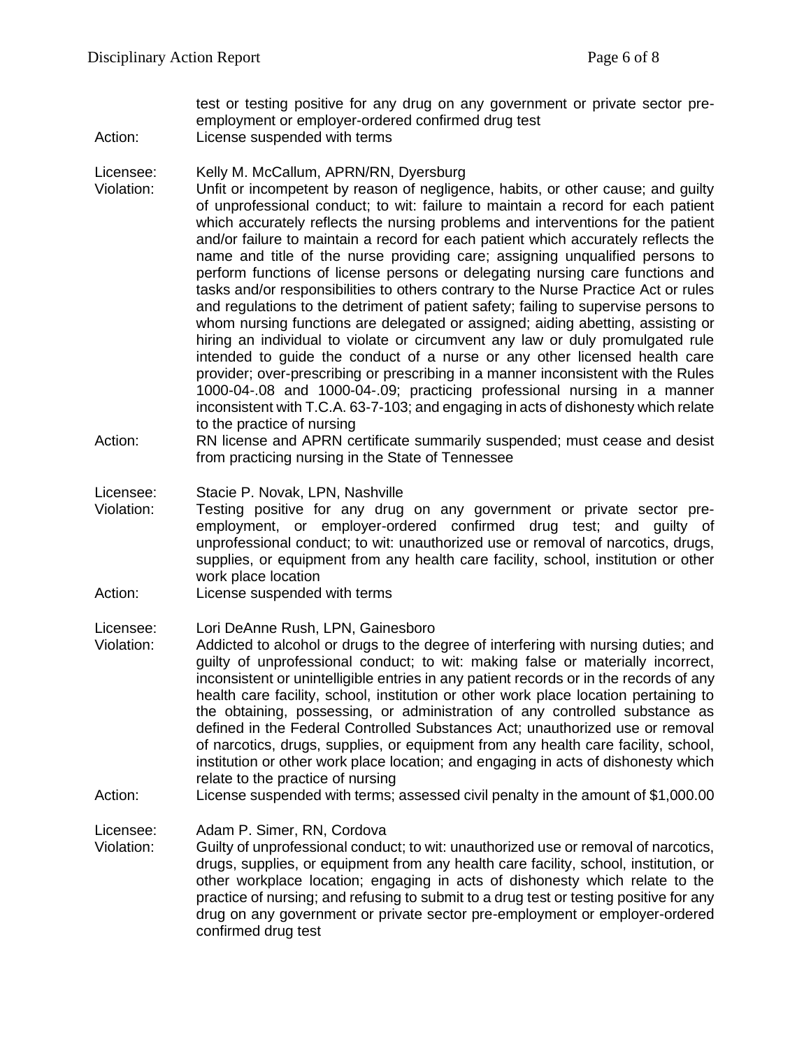test or testing positive for any drug on any government or private sector pre-employment or employer-ordered confirmed drug test

Action: License suspended with terms

Licensee: Kelly M. McCallum, APRN/RN, Dyersburg

Violation: Unfit or incompetent by reason of negligence, habits, or other cause; and guilty of unprofessional conduct; to wit: failure to maintain a record for each patient which accurately reflects the nursing problems and interventions for the patient and/or failure to maintain a record for each patient which accurately reflects the name and title of the nurse providing care; assigning unqualified persons to perform functions of license persons or delegating nursing care functions and tasks and/or responsibilities to others contrary to the Nurse Practice Act or rules and regulations to the detriment of patient safety; failing to supervise persons to whom nursing functions are delegated or assigned; aiding abetting, assisting or hiring an individual to violate or circumvent any law or duly promulgated rule intended to guide the conduct of a nurse or any other licensed health care provider; over-prescribing or prescribing in a manner inconsistent with the Rules 1000-04-.08 and 1000-04-.09; practicing professional nursing in a manner inconsistent with T.C.A. 63-7-103; and engaging in acts of dishonesty which relate to the practice of nursing

Action: RN license and APRN certificate summarily suspended; must cease and desist from practicing nursing in the State of Tennessee

Licensee: Stacie P. Novak, LPN, Nashville

Violation: Testing positive for any drug on any government or private sector pre-employment, or employer-ordered confirmed drug test; and guilty of unprofessional conduct; to wit: unauthorized use or removal of narcotics, drugs, supplies, or equipment from any health care facility, school, institution or other work place location

Action: License suspended with terms

Licensee: Lori DeAnne Rush, LPN, Gainesboro

Violation: Addicted to alcohol or drugs to the degree of interfering with nursing duties; and guilty of unprofessional conduct; to wit: making false or materially incorrect, inconsistent or unintelligible entries in any patient records or in the records of any health care facility, school, institution or other work place location pertaining to the obtaining, possessing, or administration of any controlled substance as defined in the Federal Controlled Substances Act; unauthorized use or removal of narcotics, drugs, supplies, or equipment from any health care facility, school, institution or other work place location; and engaging in acts of dishonesty which relate to the practice of nursing

Action: License suspended with terms; assessed civil penalty in the amount of $1,000.00

Licensee: Adam P. Simer, RN, Cordova

Violation: Guilty of unprofessional conduct; to wit: unauthorized use or removal of narcotics, drugs, supplies, or equipment from any health care facility, school, institution, or other workplace location; engaging in acts of dishonesty which relate to the practice of nursing; and refusing to submit to a drug test or testing positive for any drug on any government or private sector pre-employment or employer-ordered confirmed drug test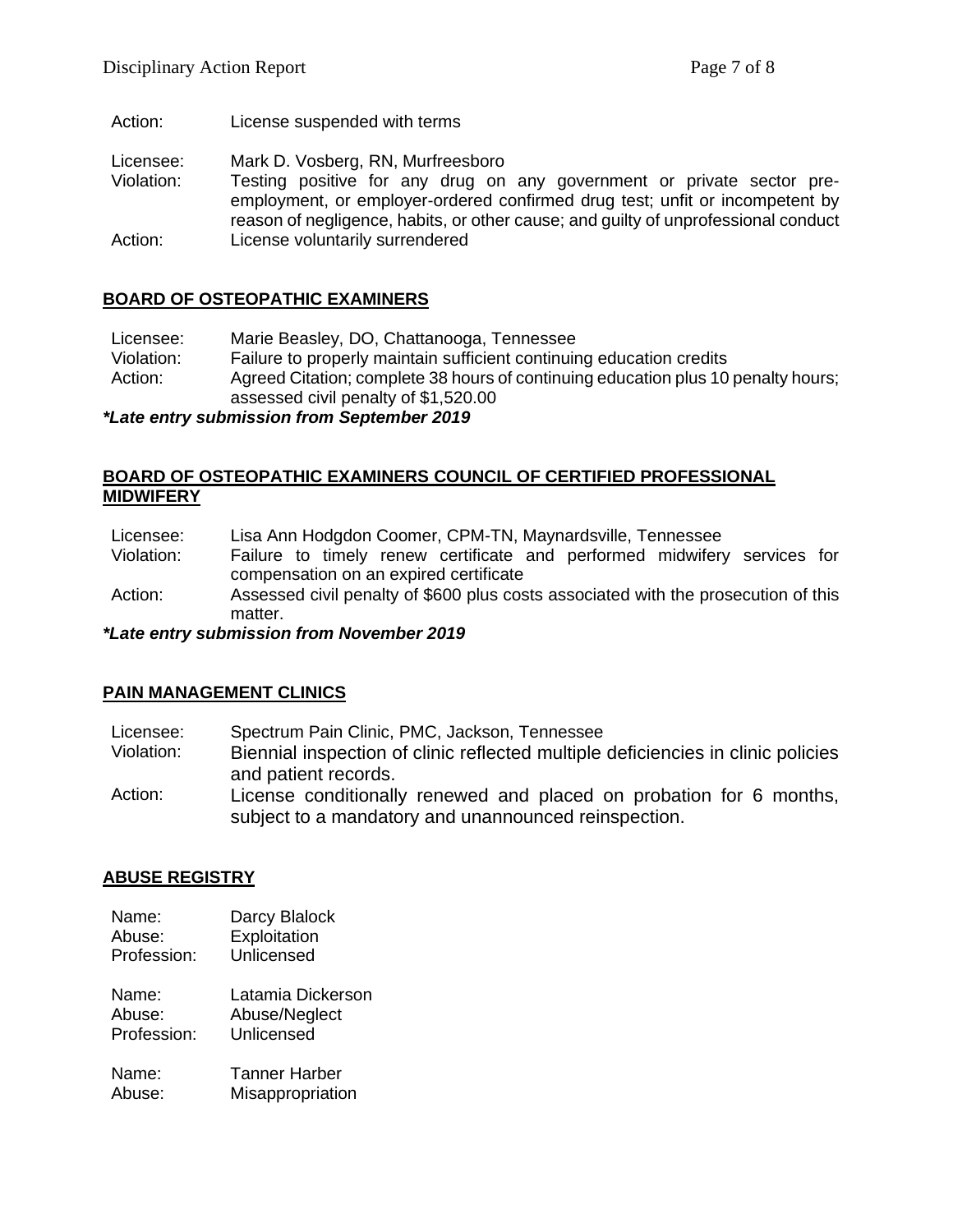Action: License suspended with terms

Licensee: Mark D. Vosberg, RN, Murfreesboro
Violation: Testing positive for any drug on any government or private sector pre-employment, or employer-ordered confirmed drug test; unfit or incompetent by reason of negligence, habits, or other cause; and guilty of unprofessional conduct
Action: License voluntarily surrendered

## BOARD OF OSTEOPATHIC EXAMINERS

Licensee: Marie Beasley, DO, Chattanooga, Tennessee
Violation: Failure to properly maintain sufficient continuing education credits
Action: Agreed Citation; complete 38 hours of continuing education plus 10 penalty hours; assessed civil penalty of $1,520.00

***Late entry submission from September 2019***

## BOARD OF OSTEOPATHIC EXAMINERS COUNCIL OF CERTIFIED PROFESSIONAL MIDWIFERY

Licensee: Lisa Ann Hodgdon Coomer, CPM-TN, Maynardsville, Tennessee
Violation: Failure to timely renew certificate and performed midwifery services for compensation on an expired certificate
Action: Assessed civil penalty of $600 plus costs associated with the prosecution of this matter.

***Late entry submission from November 2019***

## PAIN MANAGEMENT CLINICS

Licensee: Spectrum Pain Clinic, PMC, Jackson, Tennessee
Violation: Biennial inspection of clinic reflected multiple deficiencies in clinic policies and patient records.
Action: License conditionally renewed and placed on probation for 6 months, subject to a mandatory and unannounced reinspection.

## ABUSE REGISTRY

Name: Darcy Blalock
Abuse: Exploitation
Profession: Unlicensed

Name: Latamia Dickerson
Abuse: Abuse/Neglect
Profession: Unlicensed

Name: Tanner Harber
Abuse: Misappropriation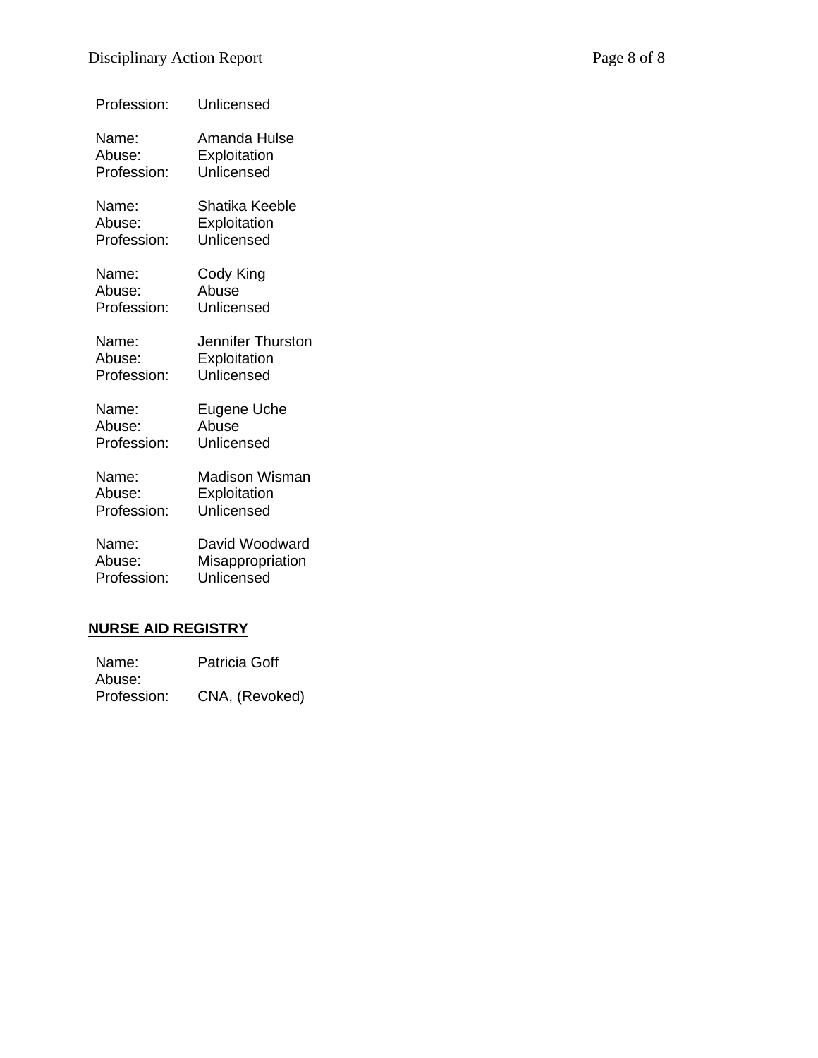Profession: Unlicensed

Name: Amanda Hulse
Abuse: Exploitation
Profession: Unlicensed

Name: Shatika Keeble
Abuse: Exploitation
Profession: Unlicensed

Name: Cody King
Abuse: Abuse
Profession: Unlicensed

Name: Jennifer Thurston
Abuse: Exploitation
Profession: Unlicensed

Name: Eugene Uche
Abuse: Abuse
Profession: Unlicensed

Name: Madison Wisman
Abuse: Exploitation
Profession: Unlicensed

Name: David Woodward
Abuse: Misappropriation
Profession: Unlicensed

**NURSE AID REGISTRY**

Name: Patricia Goff
Abuse:
Profession: CNA, (Revoked)